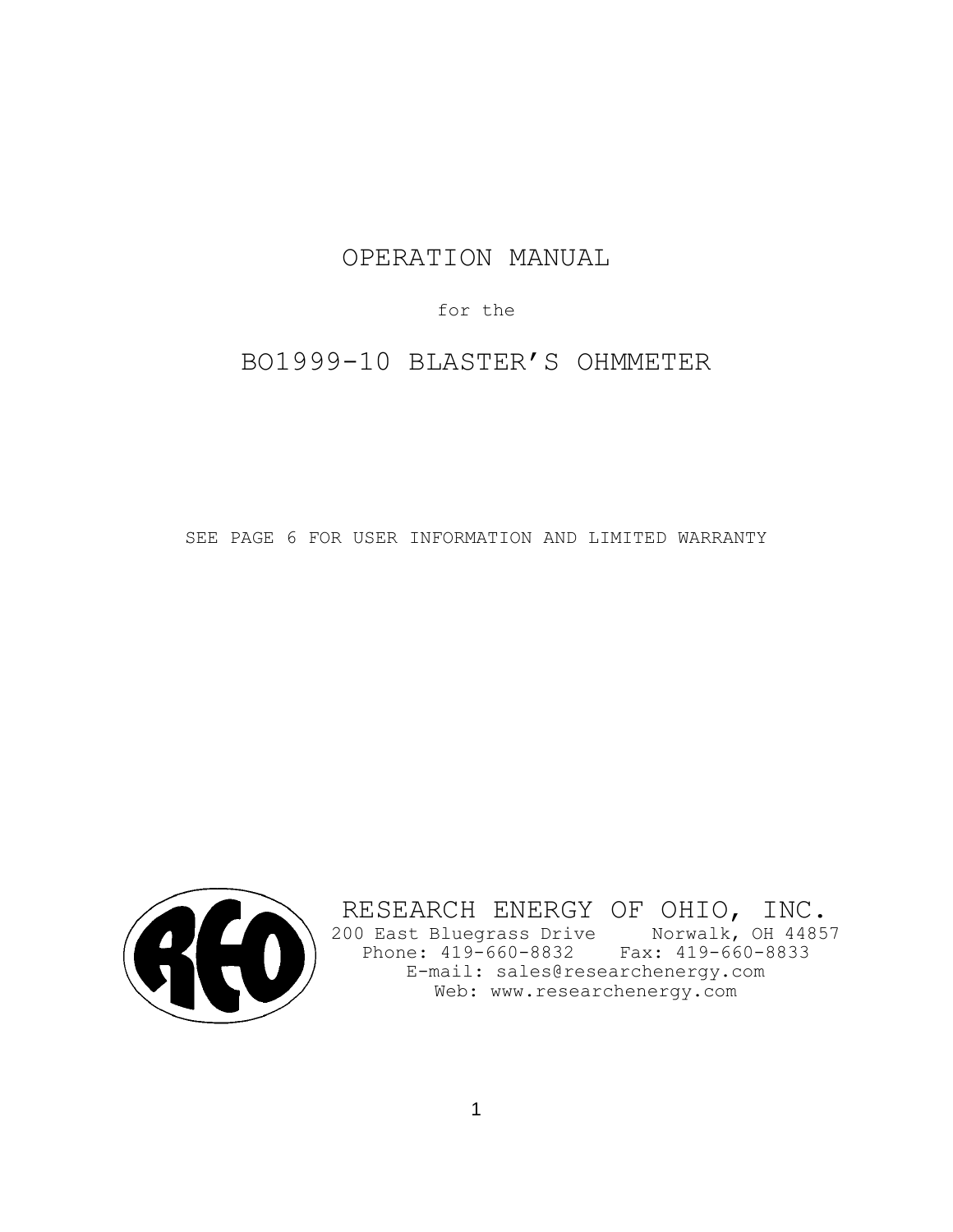# OPERATION MANUAL

for the

# BO1999-10 BLASTER'S OHMMETER

SEE PAGE 6 FOR USER INFORMATION AND LIMITED WARRANTY

RESEARCH ENERGY OF OHIO, INC.
200 East Bluegrass Drive Norwalk, OH 44857
Phone: 419-660-8832 Fax: 419-660-8833
E-mail: sales@researchenergy.com
Web: www.researchenergy.com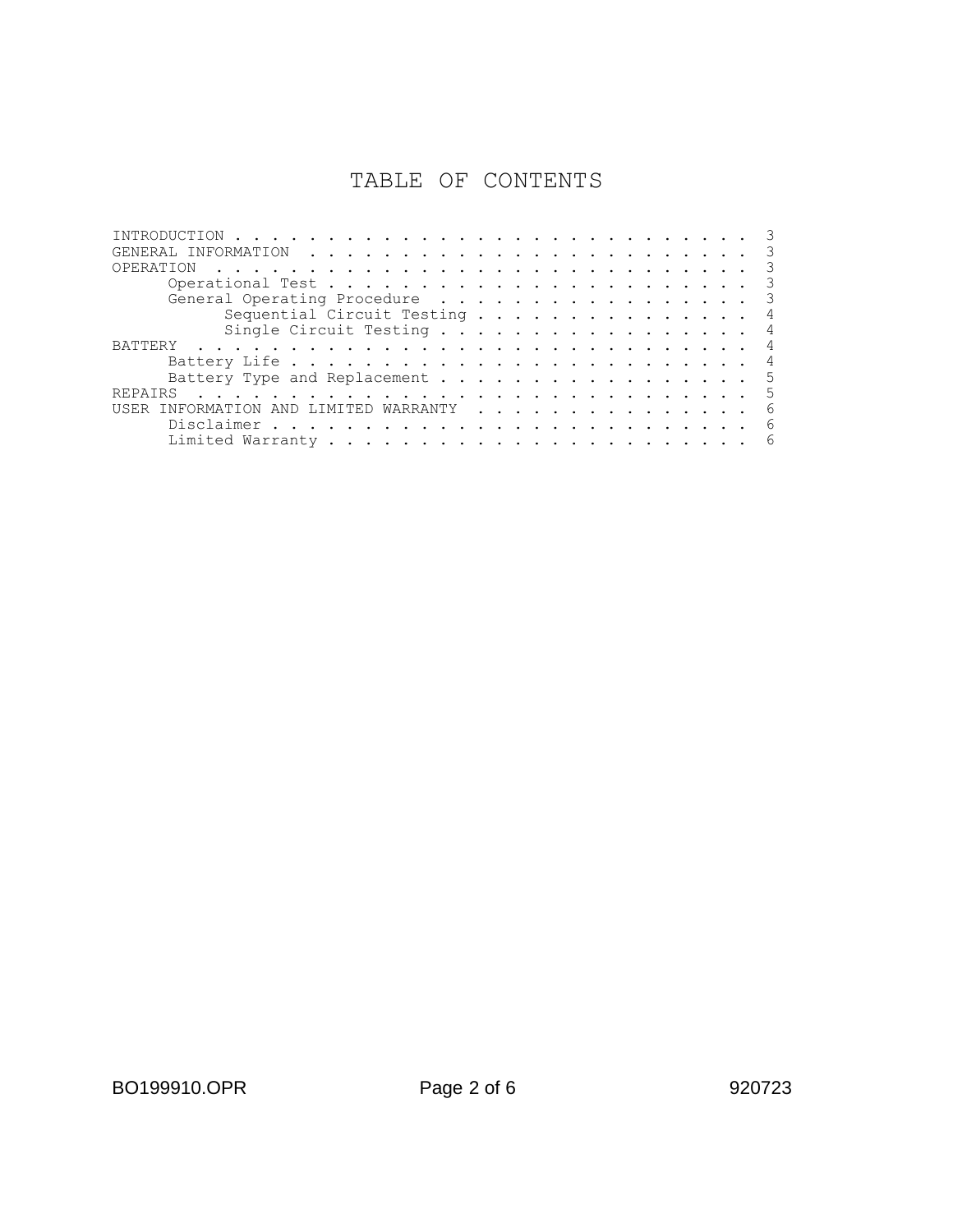# TABLE OF CONTENTS

- INTRODUCTION . . . . . . . . . . . . . . . . . . . . . . . . . . . . 3
- GENERAL INFORMATION . . . . . . . . . . . . . . . . . . . . . . . . 3
- OPERATION . . . . . . . . . . . . . . . . . . . . . . . . . . . . . 3
  - Operational Test . . . . . . . . . . . . . . . . . . . . . . . . 3
  - General Operating Procedure . . . . . . . . . . . . . . . . . . 3
    - Sequential Circuit Testing . . . . . . . . . . . . . . . . 4
    - Single Circuit Testing . . . . . . . . . . . . . . . . . . 4
- BATTERY . . . . . . . . . . . . . . . . . . . . . . . . . . . . . . 4
  - Battery Life . . . . . . . . . . . . . . . . . . . . . . . . . . 4
  - Battery Type and Replacement . . . . . . . . . . . . . . . . . . 5
- REPAIRS . . . . . . . . . . . . . . . . . . . . . . . . . . . . . . 5
- USER INFORMATION AND LIMITED WARRANTY . . . . . . . . . . . . . . . 6
  - Disclaimer . . . . . . . . . . . . . . . . . . . . . . . . . . . 6
  - Limited Warranty . . . . . . . . . . . . . . . . . . . . . . . . 6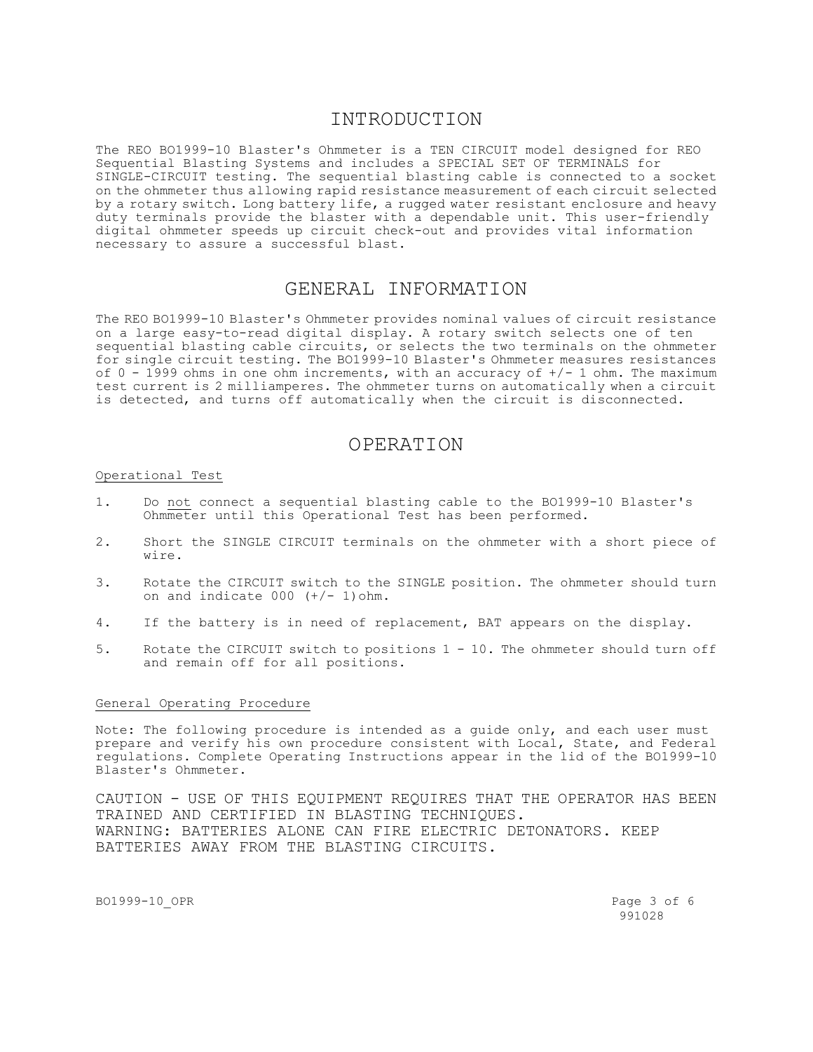# INTRODUCTION

The REO BO1999-10 Blaster's Ohmmeter is a TEN CIRCUIT model designed for REO Sequential Blasting Systems and includes a SPECIAL SET OF TERMINALS for SINGLE-CIRCUIT testing. The sequential blasting cable is connected to a socket on the ohmmeter thus allowing rapid resistance measurement of each circuit selected by a rotary switch. Long battery life, a rugged water resistant enclosure and heavy duty terminals provide the blaster with a dependable unit. This user-friendly digital ohmmeter speeds up circuit check-out and provides vital information necessary to assure a successful blast.

# GENERAL INFORMATION

The REO BO1999-10 Blaster's Ohmmeter provides nominal values of circuit resistance on a large easy-to-read digital display. A rotary switch selects one of ten sequential blasting cable circuits, or selects the two terminals on the ohmmeter for single circuit testing. The BO1999-10 Blaster's Ohmmeter measures resistances of 0 - 1999 ohms in one ohm increments, with an accuracy of +/- 1 ohm. The maximum test current is 2 milliamperes. The ohmmeter turns on automatically when a circuit is detected, and turns off automatically when the circuit is disconnected.

# OPERATION

## Operational Test

1. Do not connect a sequential blasting cable to the BO1999-10 Blaster's Ohmmeter until this Operational Test has been performed.
2. Short the SINGLE CIRCUIT terminals on the ohmmeter with a short piece of wire.
3. Rotate the CIRCUIT switch to the SINGLE position. The ohmmeter should turn on and indicate 000 (+/- 1)ohm.
4. If the battery is in need of replacement, BAT appears on the display.
5. Rotate the CIRCUIT switch to positions 1 - 10. The ohmmeter should turn off and remain off for all positions.

## General Operating Procedure

Note: The following procedure is intended as a guide only, and each user must prepare and verify his own procedure consistent with Local, State, and Federal regulations. Complete Operating Instructions appear in the lid of the BO1999-10 Blaster's Ohmmeter.

CAUTION - USE OF THIS EQUIPMENT REQUIRES THAT THE OPERATOR HAS BEEN TRAINED AND CERTIFIED IN BLASTING TECHNIQUES.
WARNING: BATTERIES ALONE CAN FIRE ELECTRIC DETONATORS. KEEP BATTERIES AWAY FROM THE BLASTING CIRCUITS.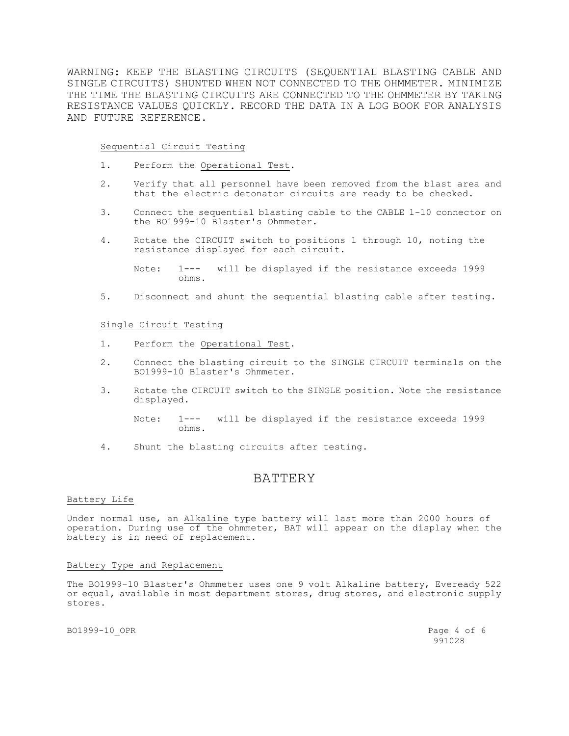WARNING: KEEP THE BLASTING CIRCUITS (SEQUENTIAL BLASTING CABLE AND SINGLE CIRCUITS) SHUNTED WHEN NOT CONNECTED TO THE OHMMETER. MINIMIZE THE TIME THE BLASTING CIRCUITS ARE CONNECTED TO THE OHMMETER BY TAKING RESISTANCE VALUES QUICKLY. RECORD THE DATA IN A LOG BOOK FOR ANALYSIS AND FUTURE REFERENCE.

<u>Sequential Circuit Testing</u>

1. Perform the <u>Operational Test</u>.
2. Verify that all personnel have been removed from the blast area and that the electric detonator circuits are ready to be checked.
3. Connect the sequential blasting cable to the CABLE 1-10 connector on the BO1999-10 Blaster's Ohmmeter.
4. Rotate the CIRCUIT switch to positions 1 through 10, noting the resistance displayed for each circuit.

   Note: 1--- will be displayed if the resistance exceeds 1999 ohms.

5. Disconnect and shunt the sequential blasting cable after testing.

<u>Single Circuit Testing</u>

1. Perform the <u>Operational Test</u>.
2. Connect the blasting circuit to the SINGLE CIRCUIT terminals on the BO1999-10 Blaster's Ohmmeter.
3. Rotate the CIRCUIT switch to the SINGLE position. Note the resistance displayed.

   Note: 1--- will be displayed if the resistance exceeds 1999 ohms.

4. Shunt the blasting circuits after testing.

# BATTERY

<u>Battery Life</u>

Under normal use, an <u>Alkaline</u> type battery will last more than 2000 hours of operation. During use of the ohmmeter, BAT will appear on the display when the battery is in need of replacement.

<u>Battery Type and Replacement</u>

The BO1999-10 Blaster's Ohmmeter uses one 9 volt Alkaline battery, Eveready 522 or equal, available in most department stores, drug stores, and electronic supply stores.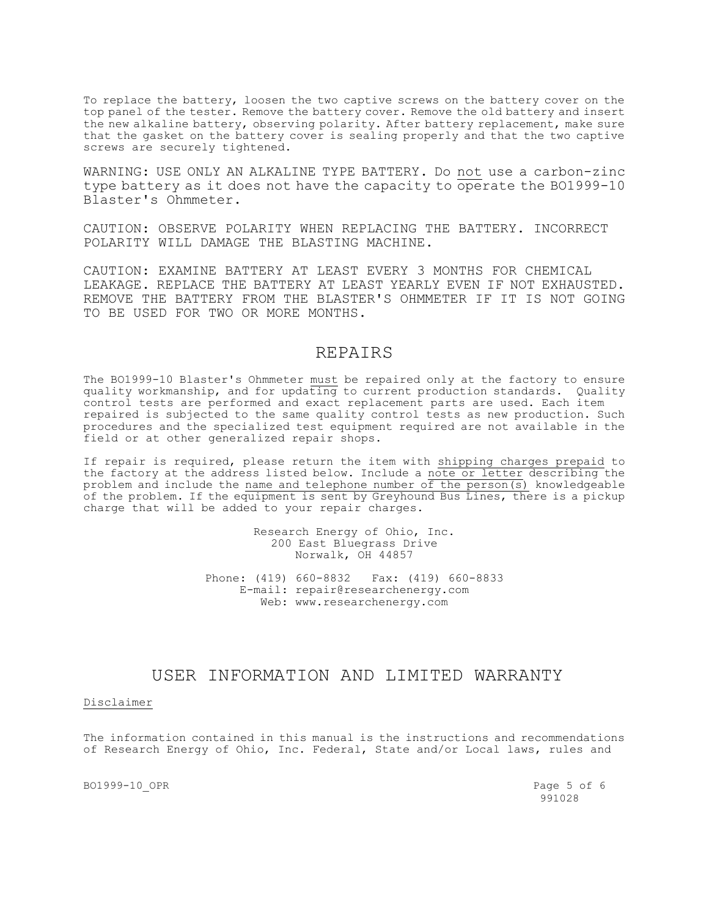To replace the battery, loosen the two captive screws on the battery cover on the top panel of the tester. Remove the battery cover. Remove the old battery and insert the new alkaline battery, observing polarity. After battery replacement, make sure that the gasket on the battery cover is sealing properly and that the two captive screws are securely tightened.

WARNING: USE ONLY AN ALKALINE TYPE BATTERY. Do <u>not</u> use a carbon-zinc type battery as it does not have the capacity to operate the BO1999-10 Blaster's Ohmmeter.

CAUTION: OBSERVE POLARITY WHEN REPLACING THE BATTERY. INCORRECT POLARITY WILL DAMAGE THE BLASTING MACHINE.

CAUTION: EXAMINE BATTERY AT LEAST EVERY 3 MONTHS FOR CHEMICAL LEAKAGE. REPLACE THE BATTERY AT LEAST YEARLY EVEN IF NOT EXHAUSTED. REMOVE THE BATTERY FROM THE BLASTER'S OHMMETER IF IT IS NOT GOING TO BE USED FOR TWO OR MORE MONTHS.

## REPAIRS

The BO1999-10 Blaster's Ohmmeter <u>must</u> be repaired only at the factory to ensure quality workmanship, and for updating to current production standards. Quality control tests are performed and exact replacement parts are used. Each item repaired is subjected to the same quality control tests as new production. Such procedures and the specialized test equipment required are not available in the field or at other generalized repair shops.

If repair is required, please return the item with <u>shipping charges prepaid</u> to the factory at the address listed below. Include a <u>note or letter</u> describing the problem and include the <u>name and telephone number of the person(s)</u> knowledgeable of the problem. If the equipment is sent by Greyhound Bus Lines, there is a pickup charge that will be added to your repair charges.

Research Energy of Ohio, Inc.
200 East Bluegrass Drive
Norwalk, OH 44857

Phone: (419) 660-8832 Fax: (419) 660-8833
E-mail: repair@researchenergy.com
Web: www.researchenergy.com

## USER INFORMATION AND LIMITED WARRANTY

<u>Disclaimer</u>

The information contained in this manual is the instructions and recommendations of Research Energy of Ohio, Inc. Federal, State and/or Local laws, rules and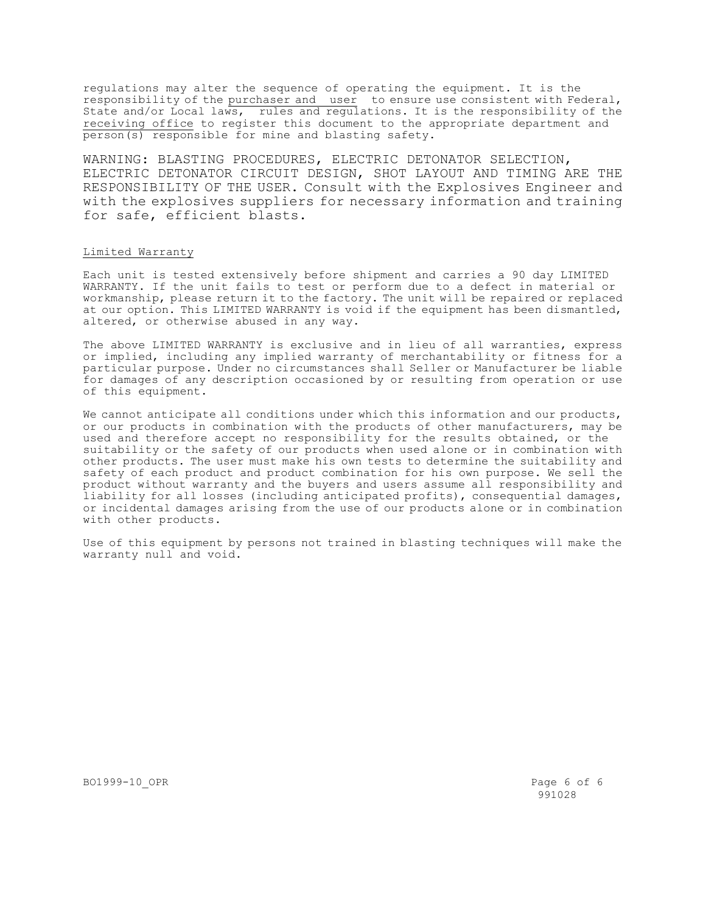regulations may alter the sequence of operating the equipment. It is the responsibility of the purchaser and user to ensure use consistent with Federal, State and/or Local laws, rules and regulations. It is the responsibility of the receiving office to register this document to the appropriate department and person(s) responsible for mine and blasting safety.

WARNING: BLASTING PROCEDURES, ELECTRIC DETONATOR SELECTION, ELECTRIC DETONATOR CIRCUIT DESIGN, SHOT LAYOUT AND TIMING ARE THE RESPONSIBILITY OF THE USER. Consult with the Explosives Engineer and with the explosives suppliers for necessary information and training for safe, efficient blasts.

## Limited Warranty

Each unit is tested extensively before shipment and carries a 90 day LIMITED WARRANTY. If the unit fails to test or perform due to a defect in material or workmanship, please return it to the factory. The unit will be repaired or replaced at our option. This LIMITED WARRANTY is void if the equipment has been dismantled, altered, or otherwise abused in any way.

The above LIMITED WARRANTY is exclusive and in lieu of all warranties, express or implied, including any implied warranty of merchantability or fitness for a particular purpose. Under no circumstances shall Seller or Manufacturer be liable for damages of any description occasioned by or resulting from operation or use of this equipment.

We cannot anticipate all conditions under which this information and our products, or our products in combination with the products of other manufacturers, may be used and therefore accept no responsibility for the results obtained, or the suitability or the safety of our products when used alone or in combination with other products. The user must make his own tests to determine the suitability and safety of each product and product combination for his own purpose. We sell the product without warranty and the buyers and users assume all responsibility and liability for all losses (including anticipated profits), consequential damages, or incidental damages arising from the use of our products alone or in combination with other products.

Use of this equipment by persons not trained in blasting techniques will make the warranty null and void.